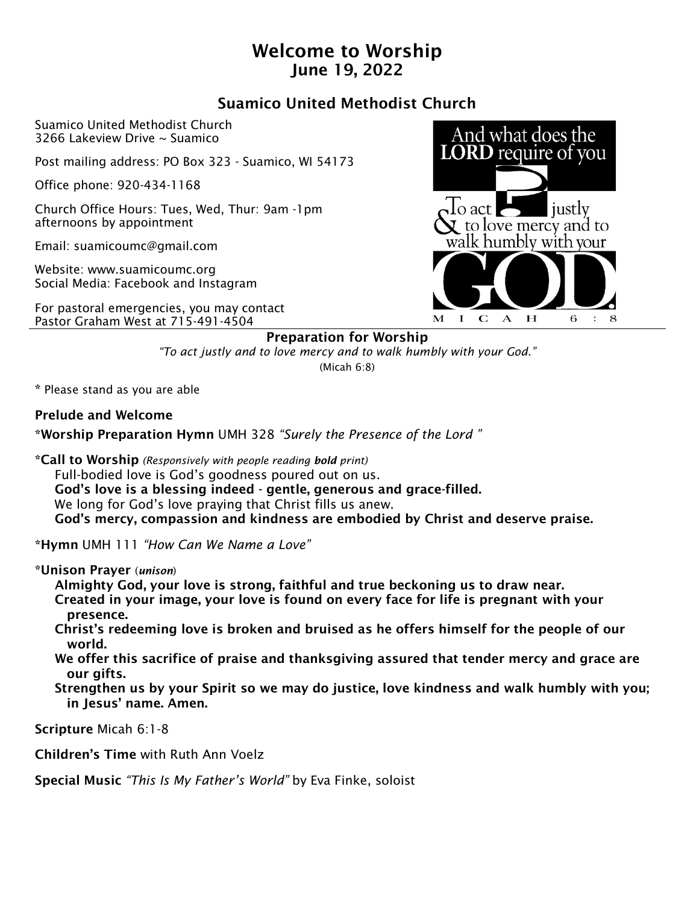# Welcome to Worship
## June 19, 2022

## Suamico United Methodist Church

Suamico United Methodist Church
3266 Lakeview Drive ~ Suamico

Post mailing address: PO Box 323 - Suamico, WI 54173

Office phone: 920-434-1168

Church Office Hours: Tues, Wed, Thur: 9am -1pm
afternoons by appointment

Email: suamicoumc@gmail.com

Website: www.suamicoumc.org
Social Media: Facebook and Instagram

For pastoral emergencies, you may contact
Pastor Graham West at 715-491-4504

And what does the **LORD** require of you? To act justly & to love mercy and to walk humbly with your GOD.
MICAH 6:8

### Preparation for Worship

*"To act justly and to love mercy and to walk humbly with your God."*
(Micah 6:8)

\* Please stand as you are able

**Prelude and Welcome**

**\*Worship Preparation Hymn** UMH 328 *"Surely the Presence of the Lord "*

**\*Call to Worship** *(Responsively with people reading **bold** print)*

Full-bodied love is God's goodness poured out on us.
**God's love is a blessing indeed - gentle, generous and grace-filled.**
We long for God's love praying that Christ fills us anew.
**God's mercy, compassion and kindness are embodied by Christ and deserve praise.**

**\*Hymn** UMH 111 *"How Can We Name a Love"*

**\*Unison Prayer** (*unison*)

**Almighty God, your love is strong, faithful and true beckoning us to draw near.**
**Created in your image, your love is found on every face for life is pregnant with your presence.**
**Christ's redeeming love is broken and bruised as he offers himself for the people of our world.**
**We offer this sacrifice of praise and thanksgiving assured that tender mercy and grace are our gifts.**
**Strengthen us by your Spirit so we may do justice, love kindness and walk humbly with you; in Jesus' name. Amen.**

**Scripture** Micah 6:1-8

**Children's Time** with Ruth Ann Voelz

**Special Music** *"This Is My Father's World"* by Eva Finke, soloist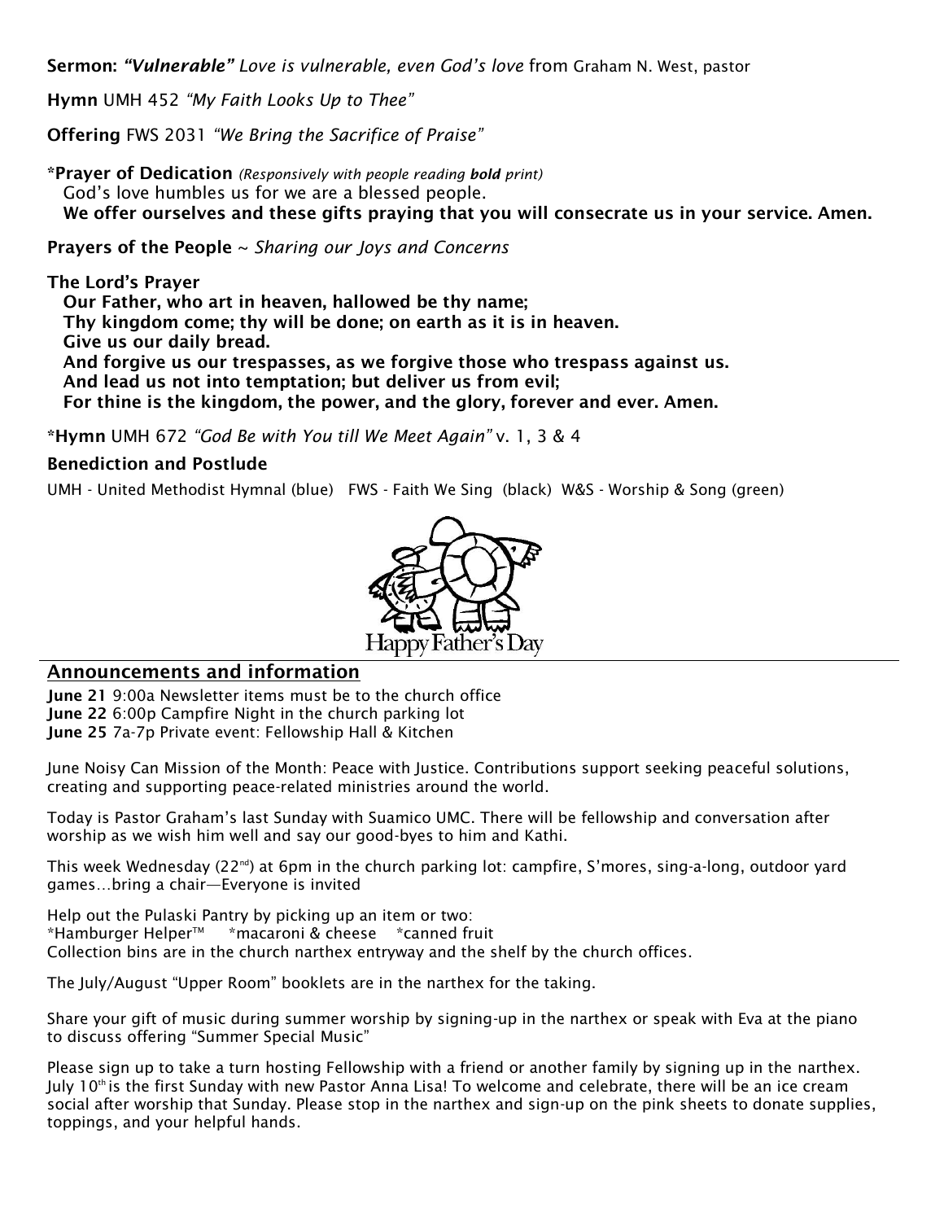**Sermon:** ***"Vulnerable"*** *Love is vulnerable, even God's love* from Graham N. West, pastor

**Hymn** UMH 452 *"My Faith Looks Up to Thee"*

**Offering** FWS 2031 *"We Bring the Sacrifice of Praise"*

**\*Prayer of Dedication** *(Responsively with people reading **bold** print)*
God's love humbles us for we are a blessed people.
**We offer ourselves and these gifts praying that you will consecrate us in your service. Amen.**

**Prayers of the People** ~ *Sharing our Joys and Concerns*

**The Lord's Prayer**
**Our Father, who art in heaven, hallowed be thy name;**
**Thy kingdom come; thy will be done; on earth as it is in heaven.**
**Give us our daily bread.**
**And forgive us our trespasses, as we forgive those who trespass against us.**
**And lead us not into temptation; but deliver us from evil;**
**For thine is the kingdom, the power, and the glory, forever and ever. Amen.**

**\*Hymn** UMH 672 *"God Be with You till We Meet Again"* v. 1, 3 & 4

**Benediction and Postlude**

UMH - United Methodist Hymnal (blue) FWS - Faith We Sing (black) W&S - Worship & Song (green)

Happy Father's Day

## Announcements and information

**June 21** 9:00a Newsletter items must be to the church office
**June 22** 6:00p Campfire Night in the church parking lot
**June 25** 7a-7p Private event: Fellowship Hall & Kitchen

June Noisy Can Mission of the Month: Peace with Justice. Contributions support seeking peaceful solutions, creating and supporting peace-related ministries around the world.

Today is Pastor Graham's last Sunday with Suamico UMC. There will be fellowship and conversation after worship as we wish him well and say our good-byes to him and Kathi.

This week Wednesday (22nd) at 6pm in the church parking lot: campfire, S'mores, sing-a-long, outdoor yard games…bring a chair—Everyone is invited

Help out the Pulaski Pantry by picking up an item or two:
*Hamburger Helper™ *macaroni & cheese *canned fruit
Collection bins are in the church narthex entryway and the shelf by the church offices.

The July/August "Upper Room" booklets are in the narthex for the taking.

Share your gift of music during summer worship by signing-up in the narthex or speak with Eva at the piano to discuss offering "Summer Special Music"

Please sign up to take a turn hosting Fellowship with a friend or another family by signing up in the narthex. July 10th is the first Sunday with new Pastor Anna Lisa! To welcome and celebrate, there will be an ice cream social after worship that Sunday. Please stop in the narthex and sign-up on the pink sheets to donate supplies, toppings, and your helpful hands.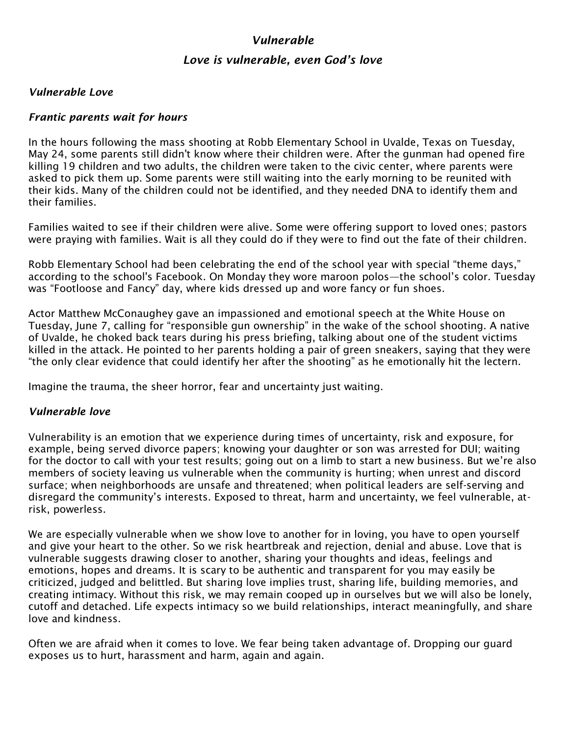# *Vulnerable*

## *Love is vulnerable, even God's love*

### *Vulnerable Love*

### *Frantic parents wait for hours*

In the hours following the mass shooting at Robb Elementary School in Uvalde, Texas on Tuesday, May 24, some parents still didn't know where their children were. After the gunman had opened fire killing 19 children and two adults, the children were taken to the civic center, where parents were asked to pick them up. Some parents were still waiting into the early morning to be reunited with their kids. Many of the children could not be identified, and they needed DNA to identify them and their families.

Families waited to see if their children were alive. Some were offering support to loved ones; pastors were praying with families. Wait is all they could do if they were to find out the fate of their children.

Robb Elementary School had been celebrating the end of the school year with special "theme days," according to the school's Facebook. On Monday they wore maroon polos—the school's color. Tuesday was "Footloose and Fancy" day, where kids dressed up and wore fancy or fun shoes.

Actor Matthew McConaughey gave an impassioned and emotional speech at the White House on Tuesday, June 7, calling for "responsible gun ownership" in the wake of the school shooting. A native of Uvalde, he choked back tears during his press briefing, talking about one of the student victims killed in the attack. He pointed to her parents holding a pair of green sneakers, saying that they were "the only clear evidence that could identify her after the shooting" as he emotionally hit the lectern.

Imagine the trauma, the sheer horror, fear and uncertainty just waiting.

### *Vulnerable love*

Vulnerability is an emotion that we experience during times of uncertainty, risk and exposure, for example, being served divorce papers; knowing your daughter or son was arrested for DUI; waiting for the doctor to call with your test results; going out on a limb to start a new business. But we're also members of society leaving us vulnerable when the community is hurting; when unrest and discord surface; when neighborhoods are unsafe and threatened; when political leaders are self-serving and disregard the community's interests. Exposed to threat, harm and uncertainty, we feel vulnerable, at-risk, powerless.

We are especially vulnerable when we show love to another for in loving, you have to open yourself and give your heart to the other. So we risk heartbreak and rejection, denial and abuse. Love that is vulnerable suggests drawing closer to another, sharing your thoughts and ideas, feelings and emotions, hopes and dreams. It is scary to be authentic and transparent for you may easily be criticized, judged and belittled. But sharing love implies trust, sharing life, building memories, and creating intimacy. Without this risk, we may remain cooped up in ourselves but we will also be lonely, cutoff and detached. Life expects intimacy so we build relationships, interact meaningfully, and share love and kindness.

Often we are afraid when it comes to love. We fear being taken advantage of. Dropping our guard exposes us to hurt, harassment and harm, again and again.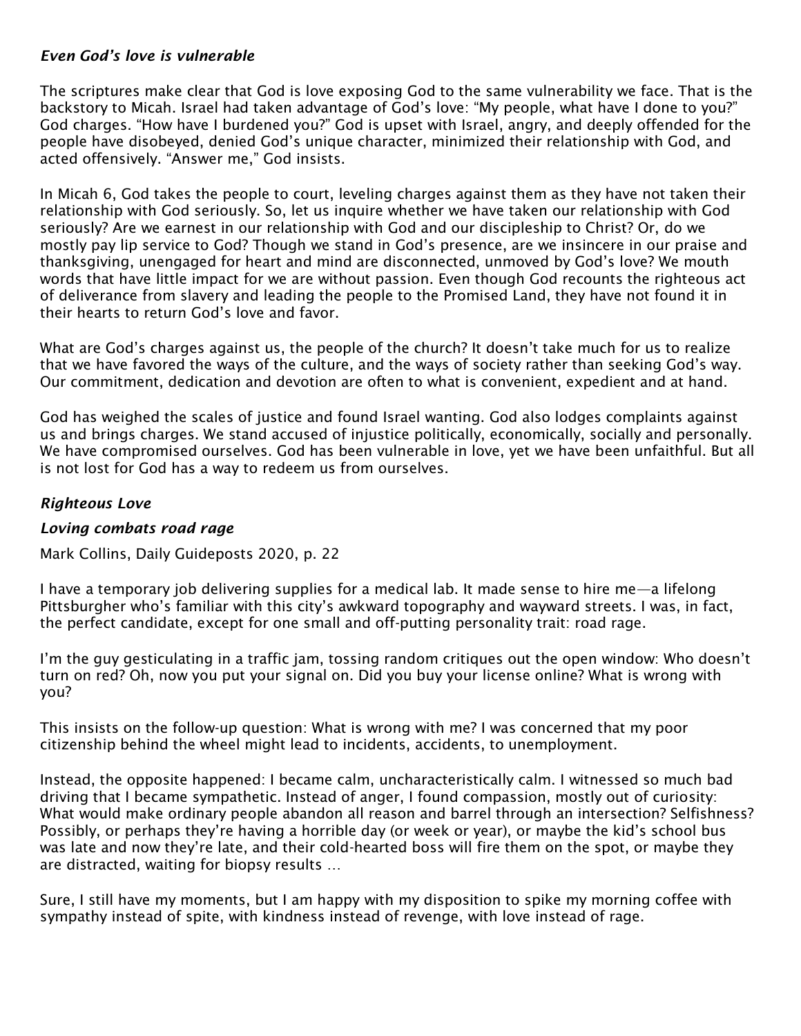### *Even God's love is vulnerable*

The scriptures make clear that God is love exposing God to the same vulnerability we face. That is the backstory to Micah. Israel had taken advantage of God's love: "My people, what have I done to you?" God charges. "How have I burdened you?" God is upset with Israel, angry, and deeply offended for the people have disobeyed, denied God's unique character, minimized their relationship with God, and acted offensively. "Answer me," God insists.

In Micah 6, God takes the people to court, leveling charges against them as they have not taken their relationship with God seriously. So, let us inquire whether we have taken our relationship with God seriously? Are we earnest in our relationship with God and our discipleship to Christ? Or, do we mostly pay lip service to God? Though we stand in God's presence, are we insincere in our praise and thanksgiving, unengaged for heart and mind are disconnected, unmoved by God's love? We mouth words that have little impact for we are without passion. Even though God recounts the righteous act of deliverance from slavery and leading the people to the Promised Land, they have not found it in their hearts to return God's love and favor.

What are God's charges against us, the people of the church? It doesn't take much for us to realize that we have favored the ways of the culture, and the ways of society rather than seeking God's way. Our commitment, dedication and devotion are often to what is convenient, expedient and at hand.

God has weighed the scales of justice and found Israel wanting. God also lodges complaints against us and brings charges. We stand accused of injustice politically, economically, socially and personally. We have compromised ourselves. God has been vulnerable in love, yet we have been unfaithful. But all is not lost for God has a way to redeem us from ourselves.

### *Righteous Love*

### *Loving combats road rage*

Mark Collins, Daily Guideposts 2020, p. 22

I have a temporary job delivering supplies for a medical lab. It made sense to hire me—a lifelong Pittsburgher who's familiar with this city's awkward topography and wayward streets. I was, in fact, the perfect candidate, except for one small and off-putting personality trait: road rage.

I'm the guy gesticulating in a traffic jam, tossing random critiques out the open window: Who doesn't turn on red? Oh, now you put your signal on. Did you buy your license online? What is wrong with you?

This insists on the follow-up question: What is wrong with me? I was concerned that my poor citizenship behind the wheel might lead to incidents, accidents, to unemployment.

Instead, the opposite happened: I became calm, uncharacteristically calm. I witnessed so much bad driving that I became sympathetic. Instead of anger, I found compassion, mostly out of curiosity: What would make ordinary people abandon all reason and barrel through an intersection? Selfishness? Possibly, or perhaps they're having a horrible day (or week or year), or maybe the kid's school bus was late and now they're late, and their cold-hearted boss will fire them on the spot, or maybe they are distracted, waiting for biopsy results …

Sure, I still have my moments, but I am happy with my disposition to spike my morning coffee with sympathy instead of spite, with kindness instead of revenge, with love instead of rage.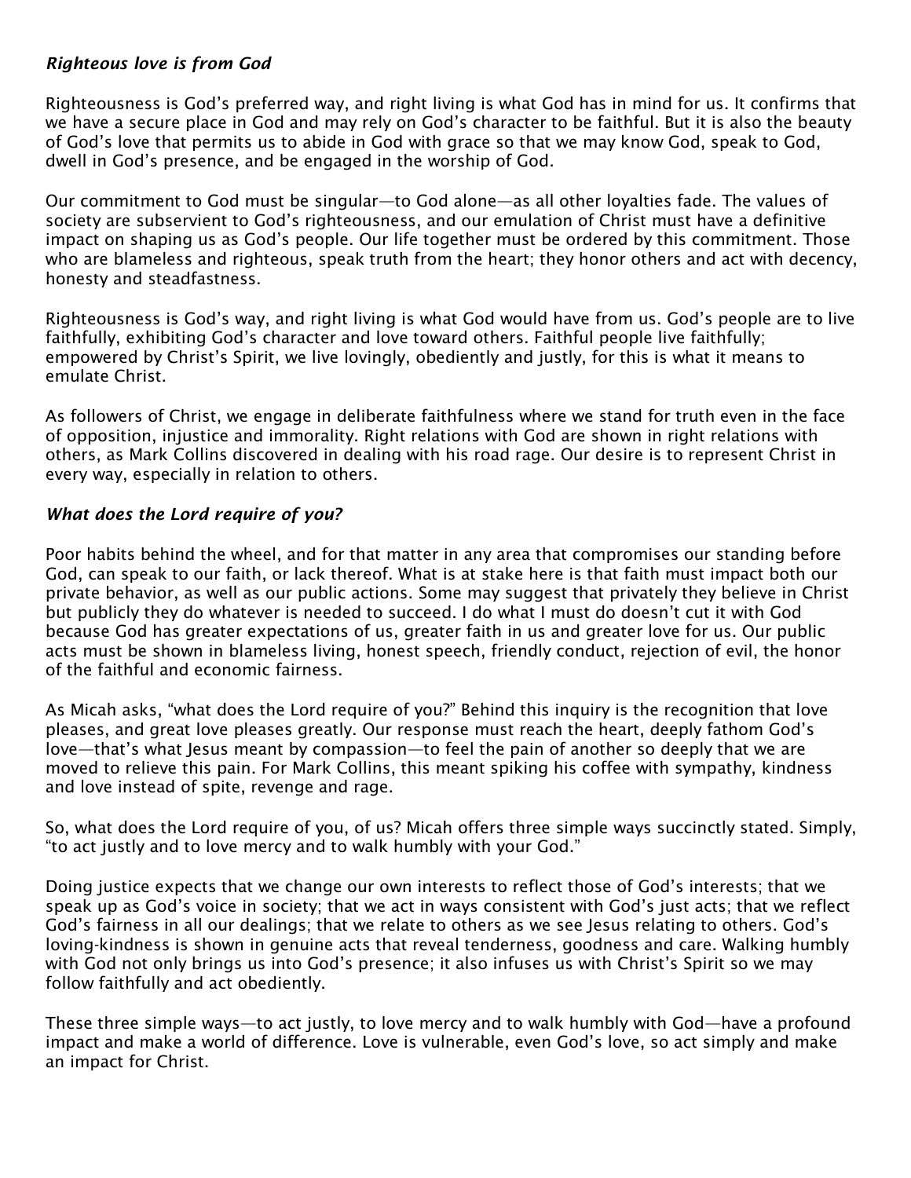### *Righteous love is from God*

Righteousness is God's preferred way, and right living is what God has in mind for us. It confirms that we have a secure place in God and may rely on God's character to be faithful. But it is also the beauty of God's love that permits us to abide in God with grace so that we may know God, speak to God, dwell in God's presence, and be engaged in the worship of God.

Our commitment to God must be singular—to God alone—as all other loyalties fade. The values of society are subservient to God's righteousness, and our emulation of Christ must have a definitive impact on shaping us as God's people. Our life together must be ordered by this commitment. Those who are blameless and righteous, speak truth from the heart; they honor others and act with decency, honesty and steadfastness.

Righteousness is God's way, and right living is what God would have from us. God's people are to live faithfully, exhibiting God's character and love toward others. Faithful people live faithfully; empowered by Christ's Spirit, we live lovingly, obediently and justly, for this is what it means to emulate Christ.

As followers of Christ, we engage in deliberate faithfulness where we stand for truth even in the face of opposition, injustice and immorality. Right relations with God are shown in right relations with others, as Mark Collins discovered in dealing with his road rage. Our desire is to represent Christ in every way, especially in relation to others.

### *What does the Lord require of you?*

Poor habits behind the wheel, and for that matter in any area that compromises our standing before God, can speak to our faith, or lack thereof. What is at stake here is that faith must impact both our private behavior, as well as our public actions. Some may suggest that privately they believe in Christ but publicly they do whatever is needed to succeed. I do what I must do doesn't cut it with God because God has greater expectations of us, greater faith in us and greater love for us. Our public acts must be shown in blameless living, honest speech, friendly conduct, rejection of evil, the honor of the faithful and economic fairness.

As Micah asks, "what does the Lord require of you?" Behind this inquiry is the recognition that love pleases, and great love pleases greatly. Our response must reach the heart, deeply fathom God's love—that's what Jesus meant by compassion—to feel the pain of another so deeply that we are moved to relieve this pain. For Mark Collins, this meant spiking his coffee with sympathy, kindness and love instead of spite, revenge and rage.

So, what does the Lord require of you, of us? Micah offers three simple ways succinctly stated. Simply, "to act justly and to love mercy and to walk humbly with your God."

Doing justice expects that we change our own interests to reflect those of God's interests; that we speak up as God's voice in society; that we act in ways consistent with God's just acts; that we reflect God's fairness in all our dealings; that we relate to others as we see Jesus relating to others. God's loving-kindness is shown in genuine acts that reveal tenderness, goodness and care. Walking humbly with God not only brings us into God's presence; it also infuses us with Christ's Spirit so we may follow faithfully and act obediently.

These three simple ways—to act justly, to love mercy and to walk humbly with God—have a profound impact and make a world of difference. Love is vulnerable, even God's love, so act simply and make an impact for Christ.